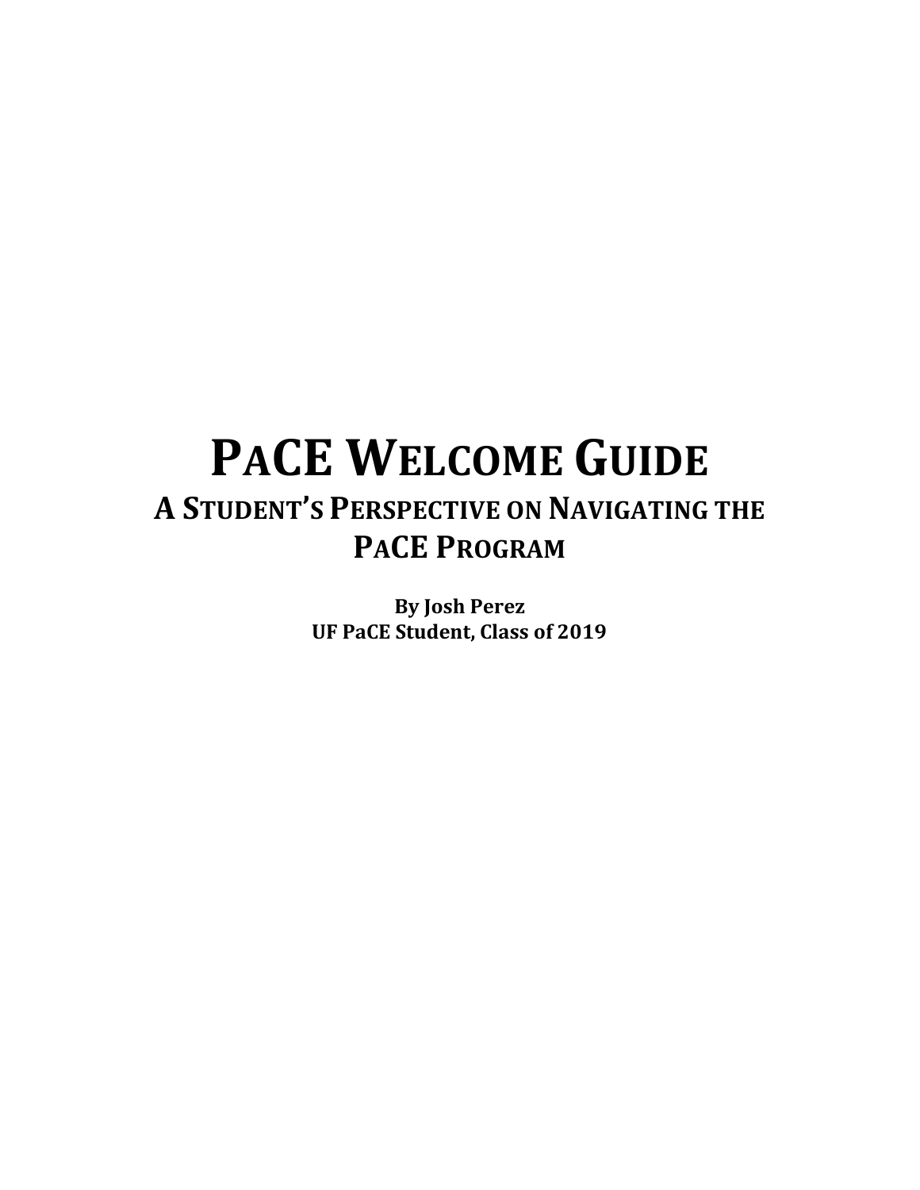# PaCE Welcome Guide

## A Student's Perspective on Navigating the PaCE Program

**By Josh Perez**
**UF PaCE Student, Class of 2019**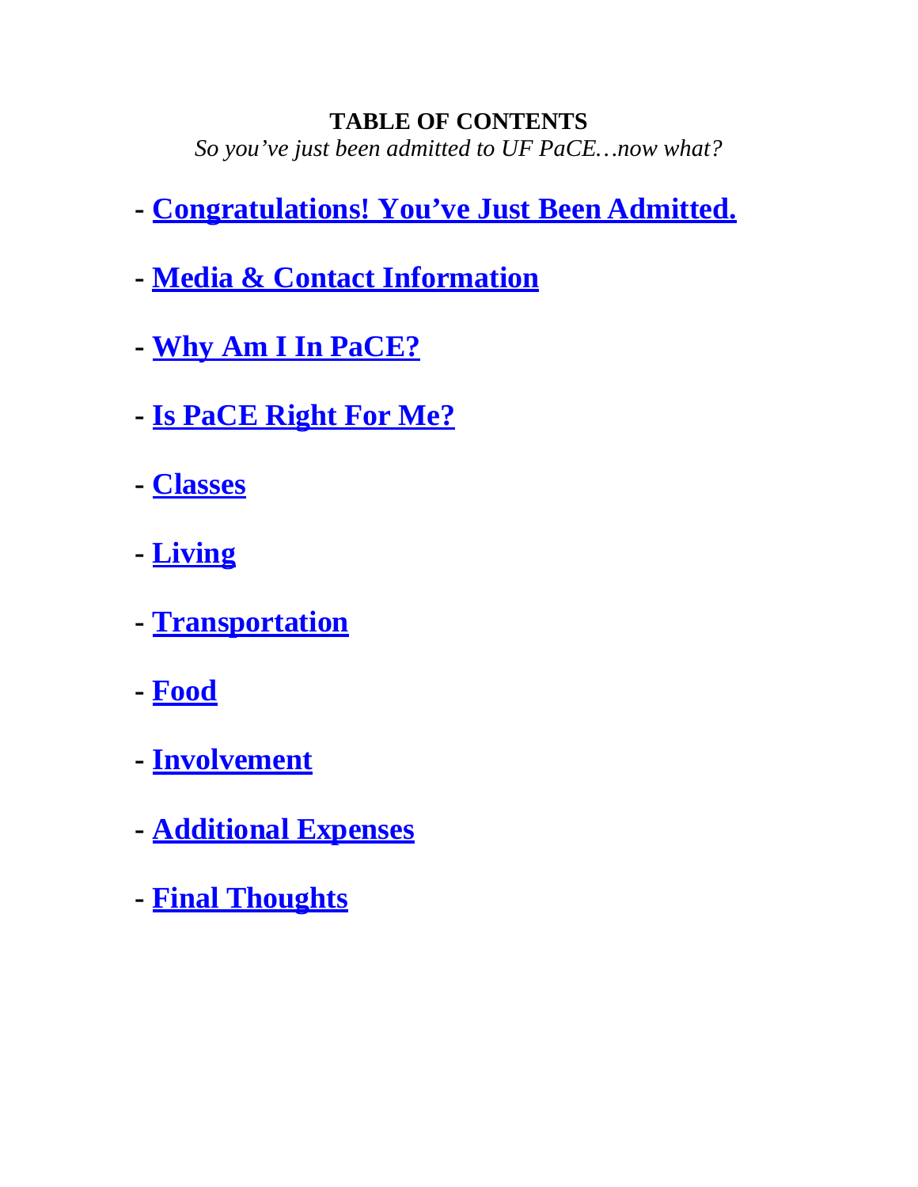**TABLE OF CONTENTS**

*So you've just been admitted to UF PaCE…now what?*

- **Congratulations! You've Just Been Admitted.**
- **Media & Contact Information**
- **Why Am I In PaCE?**
- **Is PaCE Right For Me?**
- **Classes**
- **Living**
- **Transportation**
- **Food**
- **Involvement**
- **Additional Expenses**
- **Final Thoughts**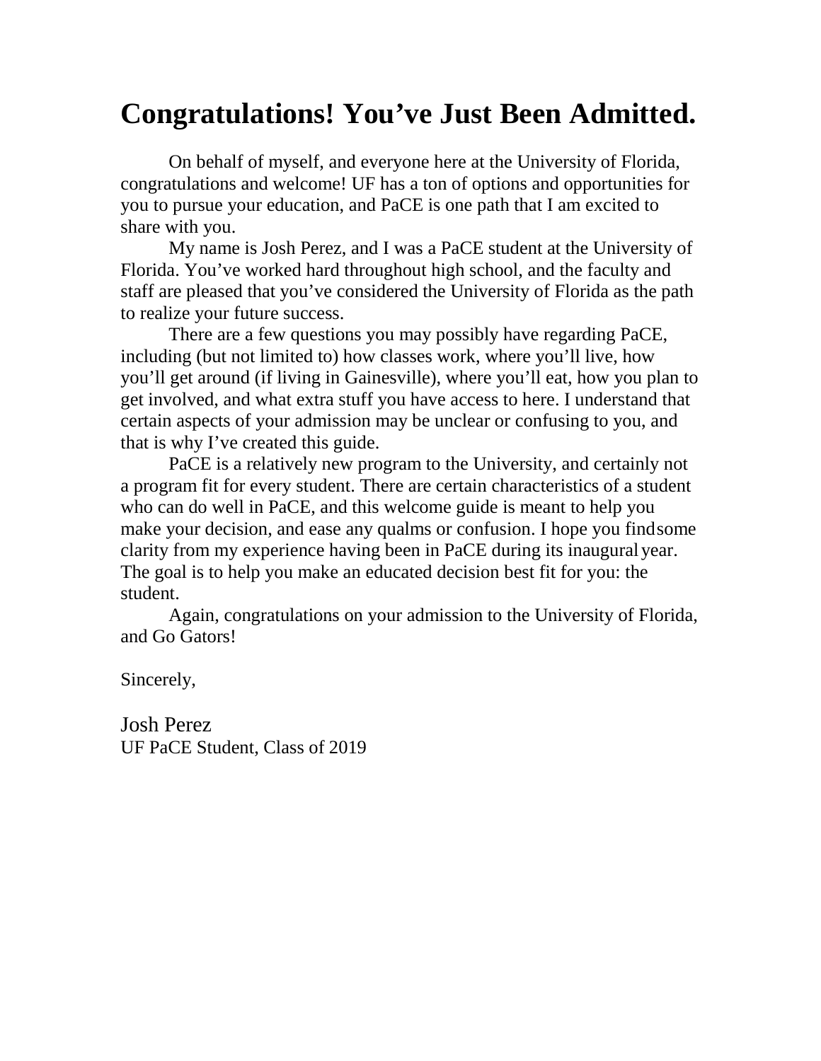# Congratulations! You've Just Been Admitted.

On behalf of myself, and everyone here at the University of Florida, congratulations and welcome! UF has a ton of options and opportunities for you to pursue your education, and PaCE is one path that I am excited to share with you.

My name is Josh Perez, and I was a PaCE student at the University of Florida. You've worked hard throughout high school, and the faculty and staff are pleased that you've considered the University of Florida as the path to realize your future success.

There are a few questions you may possibly have regarding PaCE, including (but not limited to) how classes work, where you'll live, how you'll get around (if living in Gainesville), where you'll eat, how you plan to get involved, and what extra stuff you have access to here. I understand that certain aspects of your admission may be unclear or confusing to you, and that is why I've created this guide.

PaCE is a relatively new program to the University, and certainly not a program fit for every student. There are certain characteristics of a student who can do well in PaCE, and this welcome guide is meant to help you make your decision, and ease any qualms or confusion. I hope you find some clarity from my experience having been in PaCE during its inaugural year. The goal is to help you make an educated decision best fit for you: the student.

Again, congratulations on your admission to the University of Florida, and Go Gators!

Sincerely,

Josh Perez
UF PaCE Student, Class of 2019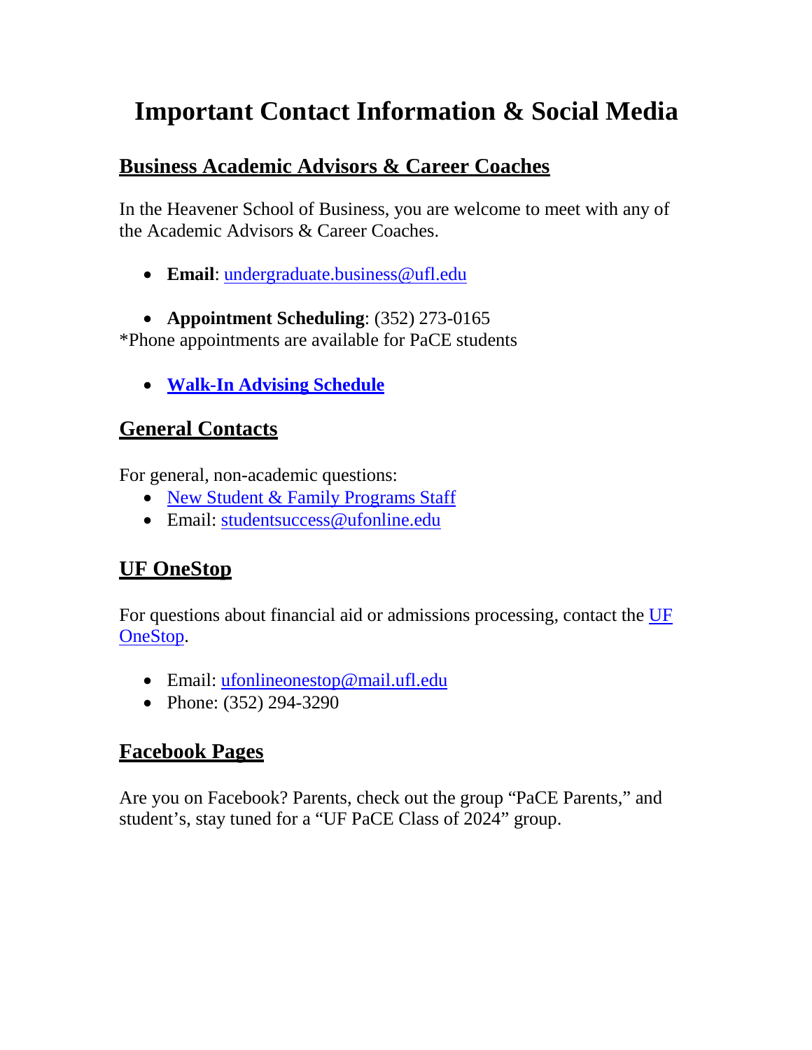# Important Contact Information & Social Media

## Business Academic Advisors & Career Coaches

In the Heavener School of Business, you are welcome to meet with any of the Academic Advisors & Career Coaches.

- **Email**: undergraduate.business@ufl.edu

- **Appointment Scheduling**: (352) 273-0165

*Phone appointments are available for PaCE students

- **Walk-In Advising Schedule**

## General Contacts

For general, non-academic questions:

- New Student & Family Programs Staff
- Email: studentsuccess@ufonline.edu

## UF OneStop

For questions about financial aid or admissions processing, contact the UF OneStop.

- Email: ufonlineonestop@mail.ufl.edu
- Phone: (352) 294-3290

## Facebook Pages

Are you on Facebook? Parents, check out the group "PaCE Parents," and student's, stay tuned for a "UF PaCE Class of 2024" group.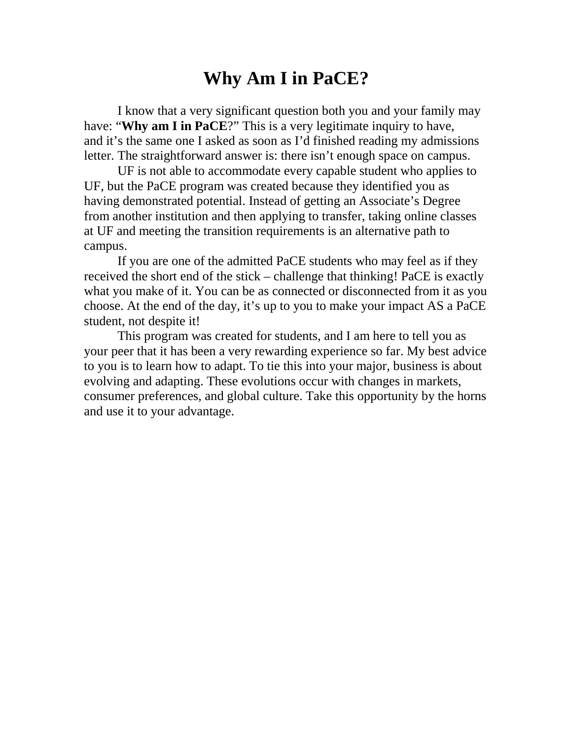# Why Am I in PaCE?

I know that a very significant question both you and your family may have: "**Why am I in PaCE**?" This is a very legitimate inquiry to have, and it's the same one I asked as soon as I'd finished reading my admissions letter. The straightforward answer is: there isn't enough space on campus.

UF is not able to accommodate every capable student who applies to UF, but the PaCE program was created because they identified you as having demonstrated potential. Instead of getting an Associate's Degree from another institution and then applying to transfer, taking online classes at UF and meeting the transition requirements is an alternative path to campus.

If you are one of the admitted PaCE students who may feel as if they received the short end of the stick – challenge that thinking! PaCE is exactly what you make of it. You can be as connected or disconnected from it as you choose. At the end of the day, it's up to you to make your impact AS a PaCE student, not despite it!

This program was created for students, and I am here to tell you as your peer that it has been a very rewarding experience so far. My best advice to you is to learn how to adapt. To tie this into your major, business is about evolving and adapting. These evolutions occur with changes in markets, consumer preferences, and global culture. Take this opportunity by the horns and use it to your advantage.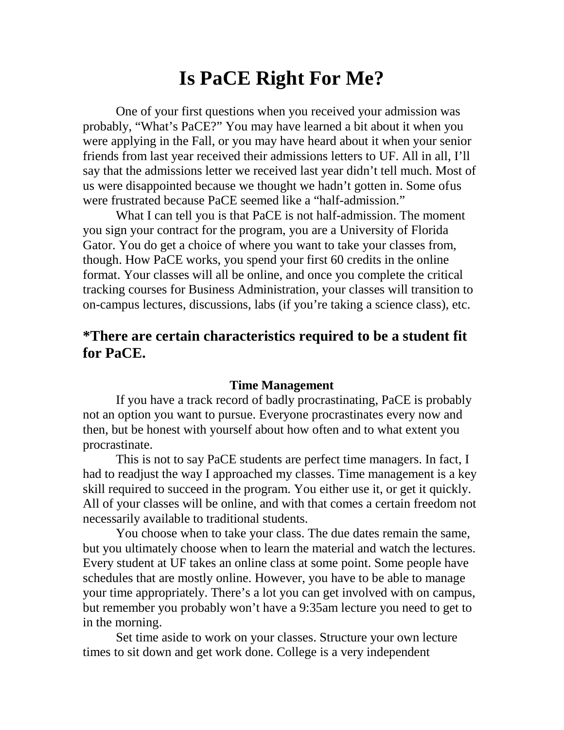# Is PaCE Right For Me?

One of your first questions when you received your admission was probably, "What's PaCE?" You may have learned a bit about it when you were applying in the Fall, or you may have heard about it when your senior friends from last year received their admissions letters to UF. All in all, I'll say that the admissions letter we received last year didn't tell much. Most of us were disappointed because we thought we hadn't gotten in. Some ofus were frustrated because PaCE seemed like a "half-admission."

What I can tell you is that PaCE is not half-admission. The moment you sign your contract for the program, you are a University of Florida Gator. You do get a choice of where you want to take your classes from, though. How PaCE works, you spend your first 60 credits in the online format. Your classes will all be online, and once you complete the critical tracking courses for Business Administration, your classes will transition to on-campus lectures, discussions, labs (if you're taking a science class), etc.

## *There are certain characteristics required to be a student fit for PaCE.

### Time Management

If you have a track record of badly procrastinating, PaCE is probably not an option you want to pursue. Everyone procrastinates every now and then, but be honest with yourself about how often and to what extent you procrastinate.

This is not to say PaCE students are perfect time managers. In fact, I had to readjust the way I approached my classes. Time management is a key skill required to succeed in the program. You either use it, or get it quickly. All of your classes will be online, and with that comes a certain freedom not necessarily available to traditional students.

You choose when to take your class. The due dates remain the same, but you ultimately choose when to learn the material and watch the lectures. Every student at UF takes an online class at some point. Some people have schedules that are mostly online. However, you have to be able to manage your time appropriately. There's a lot you can get involved with on campus, but remember you probably won't have a 9:35am lecture you need to get to in the morning.

Set time aside to work on your classes. Structure your own lecture times to sit down and get work done. College is a very independent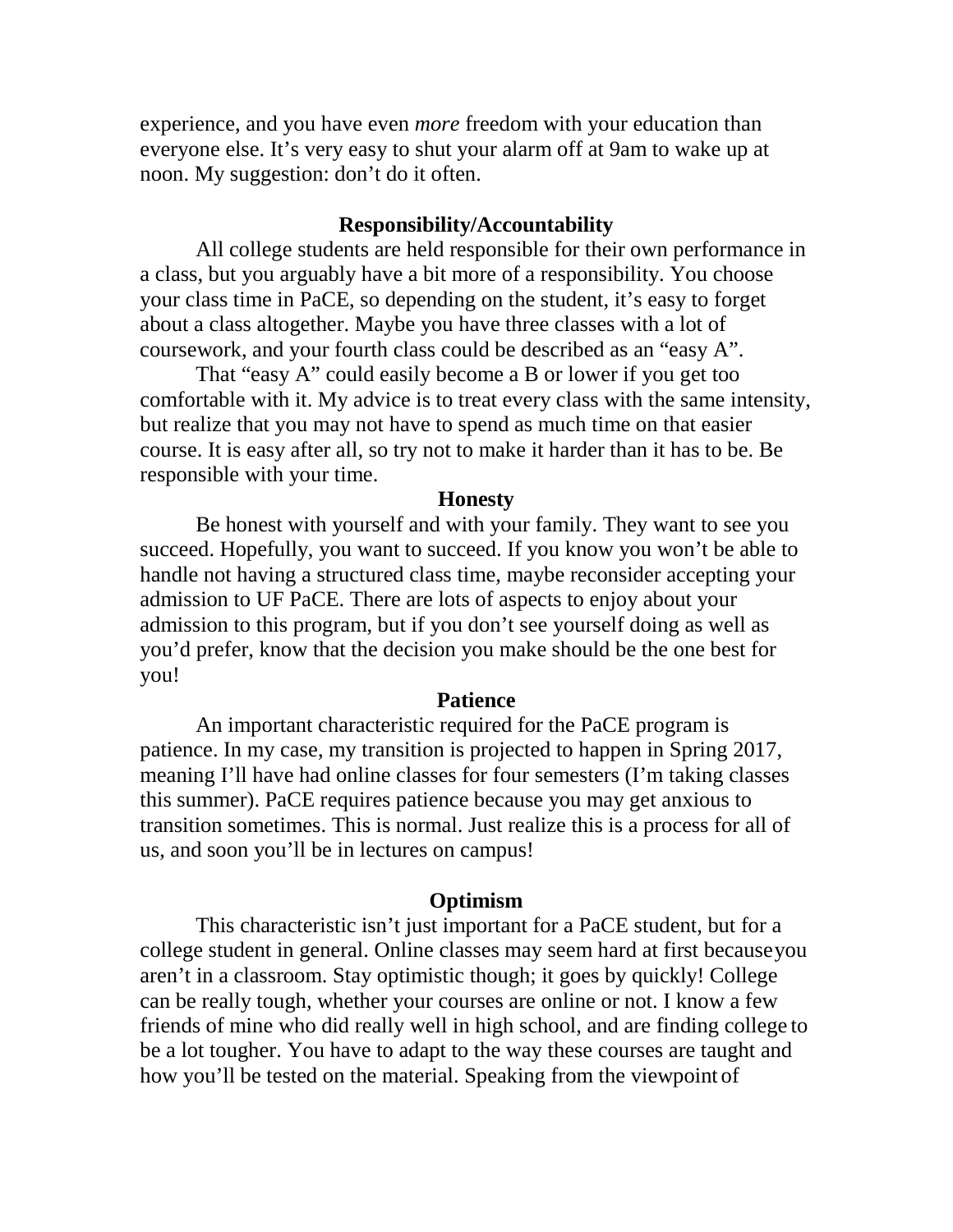experience, and you have even *more* freedom with your education than everyone else. It's very easy to shut your alarm off at 9am to wake up at noon. My suggestion: don't do it often.

### Responsibility/Accountability

All college students are held responsible for their own performance in a class, but you arguably have a bit more of a responsibility. You choose your class time in PaCE, so depending on the student, it's easy to forget about a class altogether. Maybe you have three classes with a lot of coursework, and your fourth class could be described as an "easy A".

That "easy A" could easily become a B or lower if you get too comfortable with it. My advice is to treat every class with the same intensity, but realize that you may not have to spend as much time on that easier course. It is easy after all, so try not to make it harder than it has to be. Be responsible with your time.

### Honesty

Be honest with yourself and with your family. They want to see you succeed. Hopefully, you want to succeed. If you know you won't be able to handle not having a structured class time, maybe reconsider accepting your admission to UF PaCE. There are lots of aspects to enjoy about your admission to this program, but if you don't see yourself doing as well as you'd prefer, know that the decision you make should be the one best for you!

### Patience

An important characteristic required for the PaCE program is patience. In my case, my transition is projected to happen in Spring 2017, meaning I'll have had online classes for four semesters (I'm taking classes this summer). PaCE requires patience because you may get anxious to transition sometimes. This is normal. Just realize this is a process for all of us, and soon you'll be in lectures on campus!

### Optimism

This characteristic isn't just important for a PaCE student, but for a college student in general. Online classes may seem hard at first because you aren't in a classroom. Stay optimistic though; it goes by quickly! College can be really tough, whether your courses are online or not. I know a few friends of mine who did really well in high school, and are finding college to be a lot tougher. You have to adapt to the way these courses are taught and how you'll be tested on the material. Speaking from the viewpoint of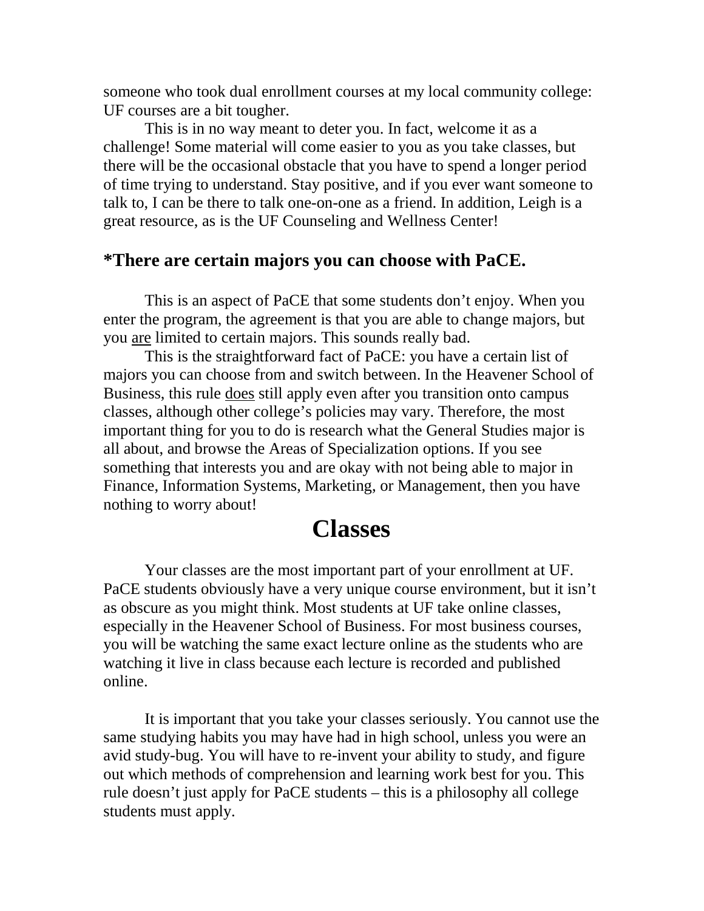someone who took dual enrollment courses at my local community college: UF courses are a bit tougher.

This is in no way meant to deter you. In fact, welcome it as a challenge! Some material will come easier to you as you take classes, but there will be the occasional obstacle that you have to spend a longer period of time trying to understand. Stay positive, and if you ever want someone to talk to, I can be there to talk one-on-one as a friend. In addition, Leigh is a great resource, as is the UF Counseling and Wellness Center!

### *There are certain majors you can choose with PaCE.

This is an aspect of PaCE that some students don't enjoy. When you enter the program, the agreement is that you are able to change majors, but you <u>are</u> limited to certain majors. This sounds really bad.

This is the straightforward fact of PaCE: you have a certain list of majors you can choose from and switch between. In the Heavener School of Business, this rule <u>does</u> still apply even after you transition onto campus classes, although other college's policies may vary. Therefore, the most important thing for you to do is research what the General Studies major is all about, and browse the Areas of Specialization options. If you see something that interests you and are okay with not being able to major in Finance, Information Systems, Marketing, or Management, then you have nothing to worry about!

## Classes

Your classes are the most important part of your enrollment at UF. PaCE students obviously have a very unique course environment, but it isn't as obscure as you might think. Most students at UF take online classes, especially in the Heavener School of Business. For most business courses, you will be watching the same exact lecture online as the students who are watching it live in class because each lecture is recorded and published online.

It is important that you take your classes seriously. You cannot use the same studying habits you may have had in high school, unless you were an avid study-bug. You will have to re-invent your ability to study, and figure out which methods of comprehension and learning work best for you. This rule doesn't just apply for PaCE students – this is a philosophy all college students must apply.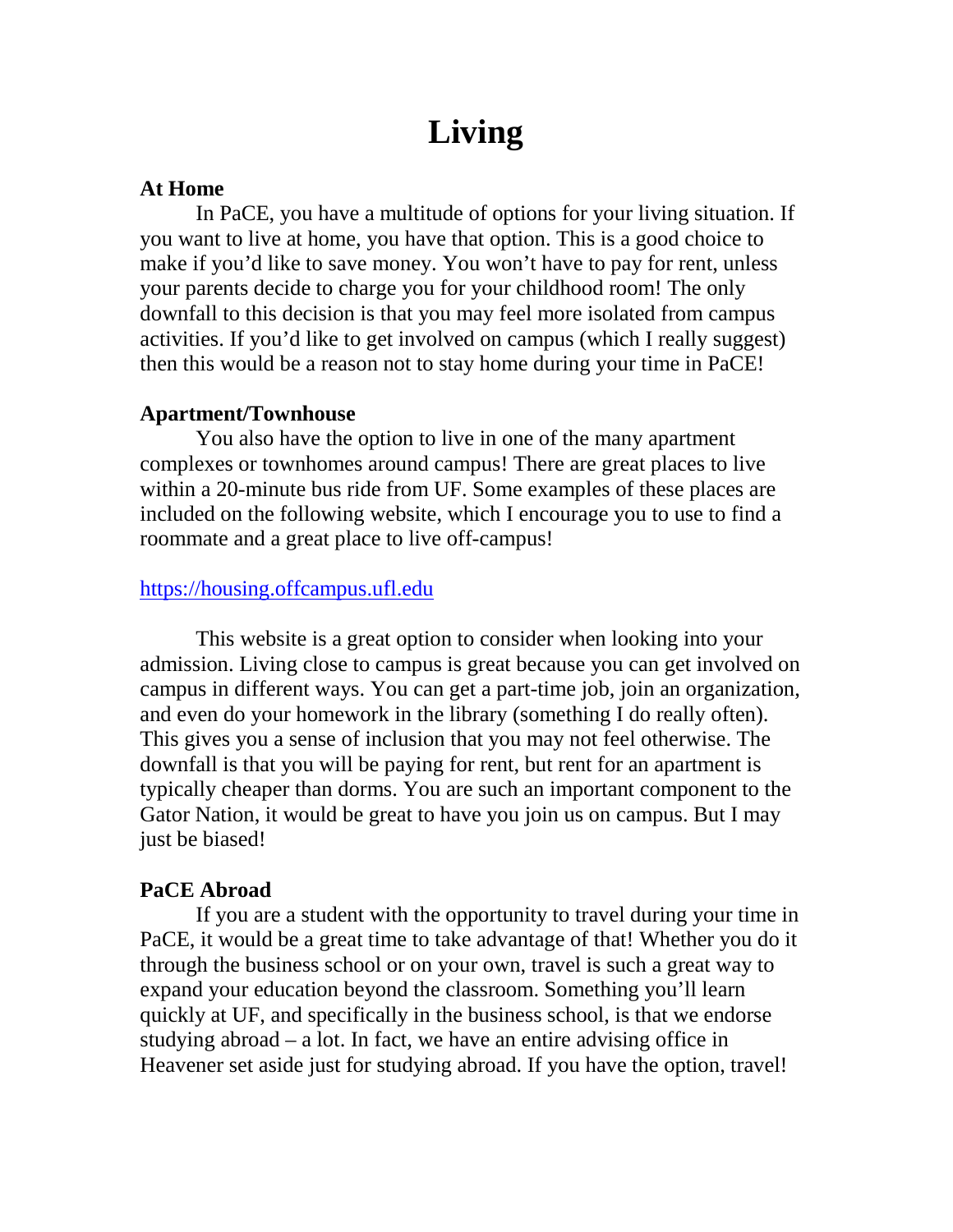# Living

### At Home

In PaCE, you have a multitude of options for your living situation. If you want to live at home, you have that option. This is a good choice to make if you'd like to save money. You won't have to pay for rent, unless your parents decide to charge you for your childhood room! The only downfall to this decision is that you may feel more isolated from campus activities. If you'd like to get involved on campus (which I really suggest) then this would be a reason not to stay home during your time in PaCE!

### Apartment/Townhouse

You also have the option to live in one of the many apartment complexes or townhomes around campus! There are great places to live within a 20-minute bus ride from UF. Some examples of these places are included on the following website, which I encourage you to use to find a roommate and a great place to live off-campus!

https://housing.offcampus.ufl.edu

This website is a great option to consider when looking into your admission. Living close to campus is great because you can get involved on campus in different ways. You can get a part-time job, join an organization, and even do your homework in the library (something I do really often). This gives you a sense of inclusion that you may not feel otherwise. The downfall is that you will be paying for rent, but rent for an apartment is typically cheaper than dorms. You are such an important component to the Gator Nation, it would be great to have you join us on campus. But I may just be biased!

### PaCE Abroad

If you are a student with the opportunity to travel during your time in PaCE, it would be a great time to take advantage of that! Whether you do it through the business school or on your own, travel is such a great way to expand your education beyond the classroom. Something you'll learn quickly at UF, and specifically in the business school, is that we endorse studying abroad – a lot. In fact, we have an entire advising office in Heavener set aside just for studying abroad. If you have the option, travel!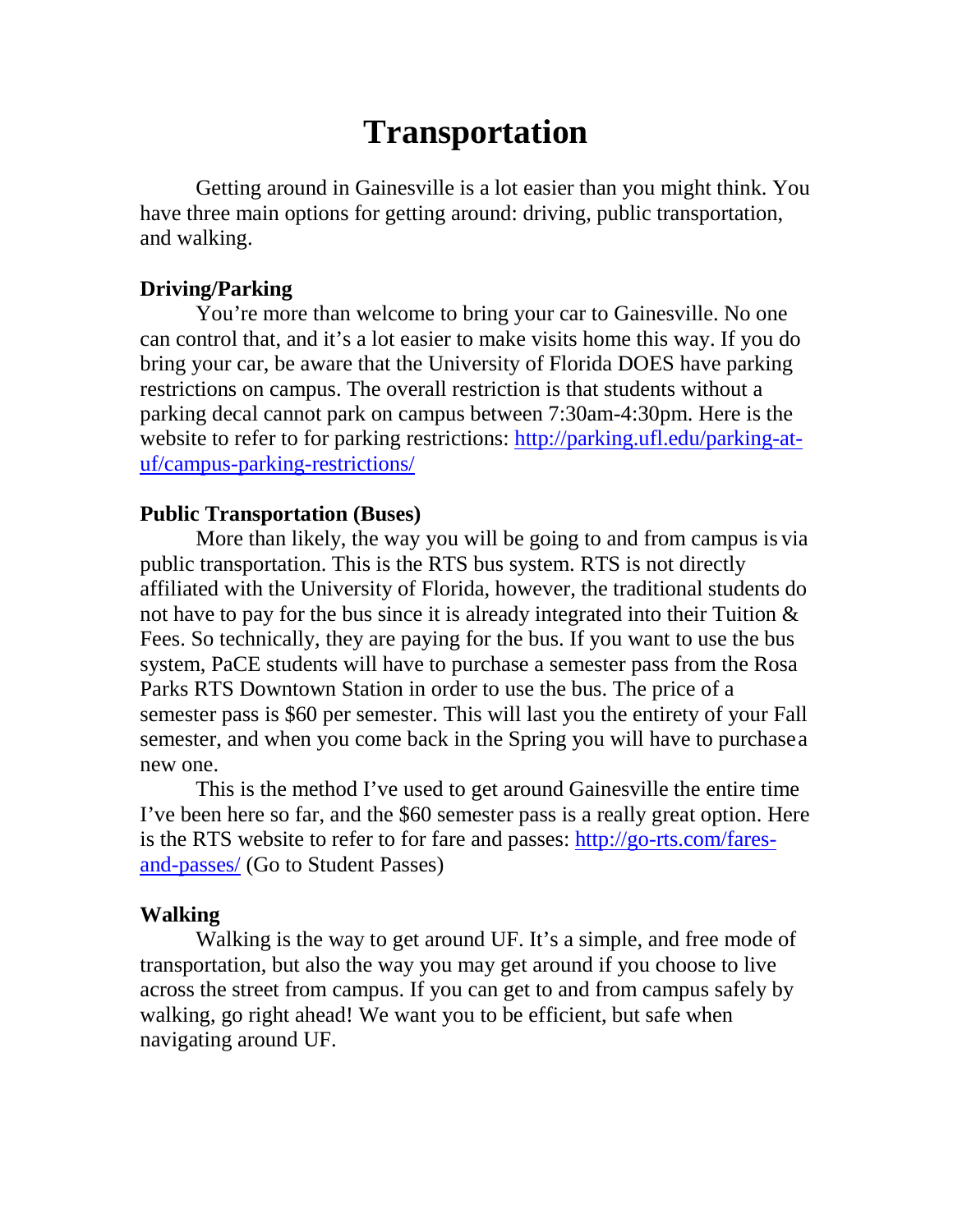# Transportation

Getting around in Gainesville is a lot easier than you might think. You have three main options for getting around: driving, public transportation, and walking.

**Driving/Parking**

You're more than welcome to bring your car to Gainesville. No one can control that, and it's a lot easier to make visits home this way. If you do bring your car, be aware that the University of Florida DOES have parking restrictions on campus. The overall restriction is that students without a parking decal cannot park on campus between 7:30am-4:30pm. Here is the website to refer to for parking restrictions: [http://parking.ufl.edu/parking-at-uf/campus-parking-restrictions/](http://parking.ufl.edu/parking-at-uf/campus-parking-restrictions/)

**Public Transportation (Buses)**

More than likely, the way you will be going to and from campus is via public transportation. This is the RTS bus system. RTS is not directly affiliated with the University of Florida, however, the traditional students do not have to pay for the bus since it is already integrated into their Tuition & Fees. So technically, they are paying for the bus. If you want to use the bus system, PaCE students will have to purchase a semester pass from the Rosa Parks RTS Downtown Station in order to use the bus. The price of a semester pass is $60 per semester. This will last you the entirety of your Fall semester, and when you come back in the Spring you will have to purchase a new one.

This is the method I've used to get around Gainesville the entire time I've been here so far, and the $60 semester pass is a really great option. Here is the RTS website to refer to for fare and passes: [http://go-rts.com/fares-and-passes/](http://go-rts.com/fares-and-passes/) (Go to Student Passes)

**Walking**

Walking is the way to get around UF. It's a simple, and free mode of transportation, but also the way you may get around if you choose to live across the street from campus. If you can get to and from campus safely by walking, go right ahead! We want you to be efficient, but safe when navigating around UF.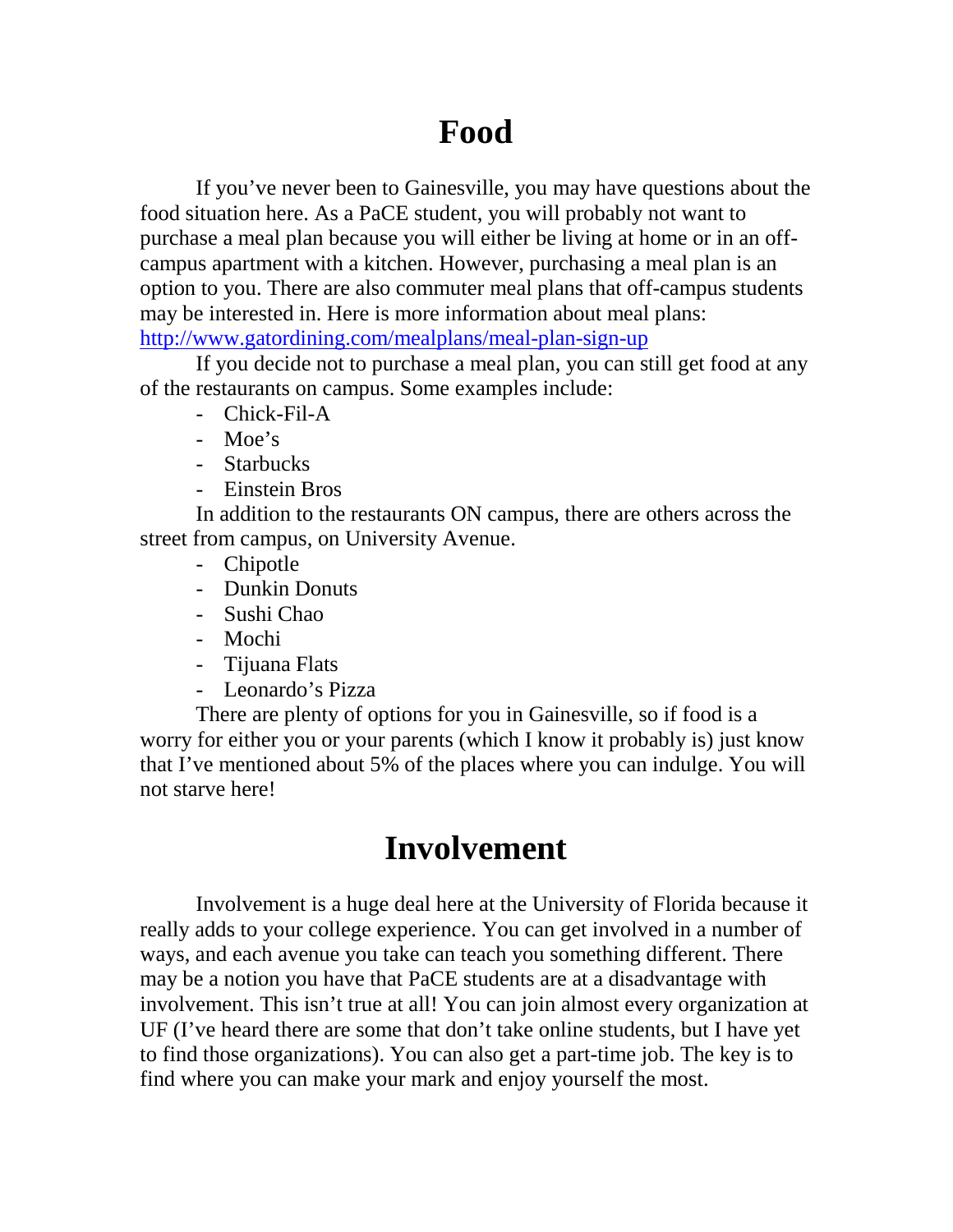# Food

If you've never been to Gainesville, you may have questions about the food situation here. As a PaCE student, you will probably not want to purchase a meal plan because you will either be living at home or in an off-campus apartment with a kitchen. However, purchasing a meal plan is an option to you. There are also commuter meal plans that off-campus students may be interested in. Here is more information about meal plans: http://www.gatordining.com/mealplans/meal-plan-sign-up

If you decide not to purchase a meal plan, you can still get food at any of the restaurants on campus. Some examples include:

- Chick-Fil-A
- Moe's
- Starbucks
- Einstein Bros

In addition to the restaurants ON campus, there are others across the street from campus, on University Avenue.

- Chipotle
- Dunkin Donuts
- Sushi Chao
- Mochi
- Tijuana Flats
- Leonardo's Pizza

There are plenty of options for you in Gainesville, so if food is a worry for either you or your parents (which I know it probably is) just know that I've mentioned about 5% of the places where you can indulge. You will not starve here!

# Involvement

Involvement is a huge deal here at the University of Florida because it really adds to your college experience. You can get involved in a number of ways, and each avenue you take can teach you something different. There may be a notion you have that PaCE students are at a disadvantage with involvement. This isn't true at all! You can join almost every organization at UF (I've heard there are some that don't take online students, but I have yet to find those organizations). You can also get a part-time job. The key is to find where you can make your mark and enjoy yourself the most.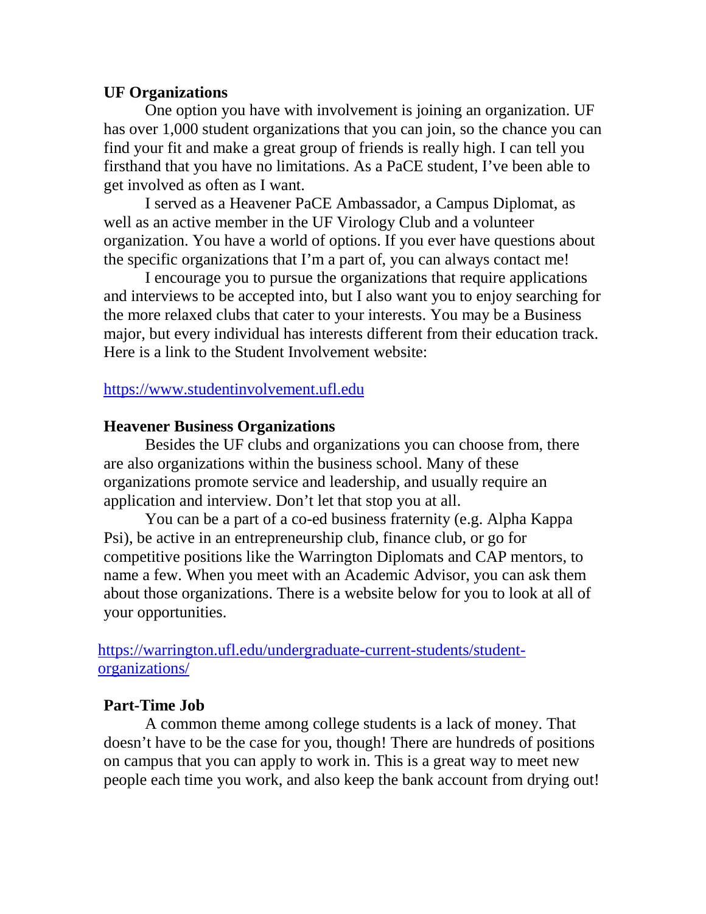**UF Organizations**

One option you have with involvement is joining an organization. UF has over 1,000 student organizations that you can join, so the chance you can find your fit and make a great group of friends is really high. I can tell you firsthand that you have no limitations. As a PaCE student, I've been able to get involved as often as I want.

I served as a Heavener PaCE Ambassador, a Campus Diplomat, as well as an active member in the UF Virology Club and a volunteer organization. You have a world of options. If you ever have questions about the specific organizations that I'm a part of, you can always contact me!

I encourage you to pursue the organizations that require applications and interviews to be accepted into, but I also want you to enjoy searching for the more relaxed clubs that cater to your interests. You may be a Business major, but every individual has interests different from their education track. Here is a link to the Student Involvement website:

https://www.studentinvolvement.ufl.edu

**Heavener Business Organizations**

Besides the UF clubs and organizations you can choose from, there are also organizations within the business school. Many of these organizations promote service and leadership, and usually require an application and interview. Don't let that stop you at all.

You can be a part of a co-ed business fraternity (e.g. Alpha Kappa Psi), be active in an entrepreneurship club, finance club, or go for competitive positions like the Warrington Diplomats and CAP mentors, to name a few. When you meet with an Academic Advisor, you can ask them about those organizations. There is a website below for you to look at all of your opportunities.

https://warrington.ufl.edu/undergraduate-current-students/student-organizations/

**Part-Time Job**

A common theme among college students is a lack of money. That doesn't have to be the case for you, though! There are hundreds of positions on campus that you can apply to work in. This is a great way to meet new people each time you work, and also keep the bank account from drying out!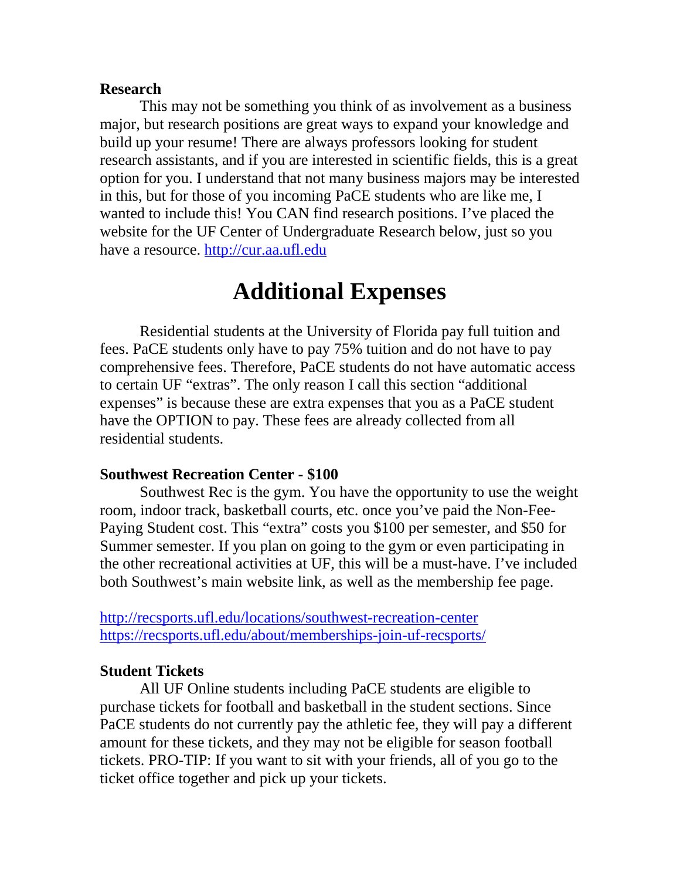**Research**

This may not be something you think of as involvement as a business major, but research positions are great ways to expand your knowledge and build up your resume! There are always professors looking for student research assistants, and if you are interested in scientific fields, this is a great option for you. I understand that not many business majors may be interested in this, but for those of you incoming PaCE students who are like me, I wanted to include this! You CAN find research positions. I've placed the website for the UF Center of Undergraduate Research below, just so you have a resource. http://cur.aa.ufl.edu

# Additional Expenses

Residential students at the University of Florida pay full tuition and fees. PaCE students only have to pay 75% tuition and do not have to pay comprehensive fees. Therefore, PaCE students do not have automatic access to certain UF "extras". The only reason I call this section "additional expenses" is because these are extra expenses that you as a PaCE student have the OPTION to pay. These fees are already collected from all residential students.

**Southwest Recreation Center - $100**

Southwest Rec is the gym. You have the opportunity to use the weight room, indoor track, basketball courts, etc. once you've paid the Non-Fee-Paying Student cost. This "extra" costs you $100 per semester, and $50 for Summer semester. If you plan on going to the gym or even participating in the other recreational activities at UF, this will be a must-have. I've included both Southwest's main website link, as well as the membership fee page.

http://recsports.ufl.edu/locations/southwest-recreation-center
https://recsports.ufl.edu/about/memberships-join-uf-recsports/

**Student Tickets**

All UF Online students including PaCE students are eligible to purchase tickets for football and basketball in the student sections. Since PaCE students do not currently pay the athletic fee, they will pay a different amount for these tickets, and they may not be eligible for season football tickets. PRO-TIP: If you want to sit with your friends, all of you go to the ticket office together and pick up your tickets.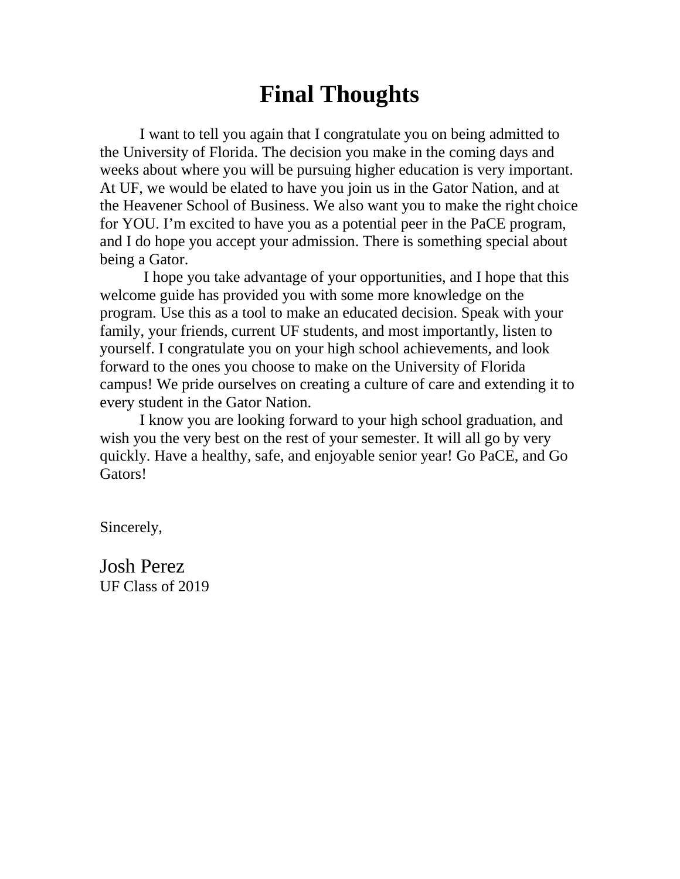# Final Thoughts

I want to tell you again that I congratulate you on being admitted to the University of Florida. The decision you make in the coming days and weeks about where you will be pursuing higher education is very important. At UF, we would be elated to have you join us in the Gator Nation, and at the Heavener School of Business. We also want you to make the right choice for YOU. I'm excited to have you as a potential peer in the PaCE program, and I do hope you accept your admission. There is something special about being a Gator.

I hope you take advantage of your opportunities, and I hope that this welcome guide has provided you with some more knowledge on the program. Use this as a tool to make an educated decision. Speak with your family, your friends, current UF students, and most importantly, listen to yourself. I congratulate you on your high school achievements, and look forward to the ones you choose to make on the University of Florida campus! We pride ourselves on creating a culture of care and extending it to every student in the Gator Nation.

I know you are looking forward to your high school graduation, and wish you the very best on the rest of your semester. It will all go by very quickly. Have a healthy, safe, and enjoyable senior year! Go PaCE, and Go Gators!

Sincerely,

Josh Perez
UF Class of 2019